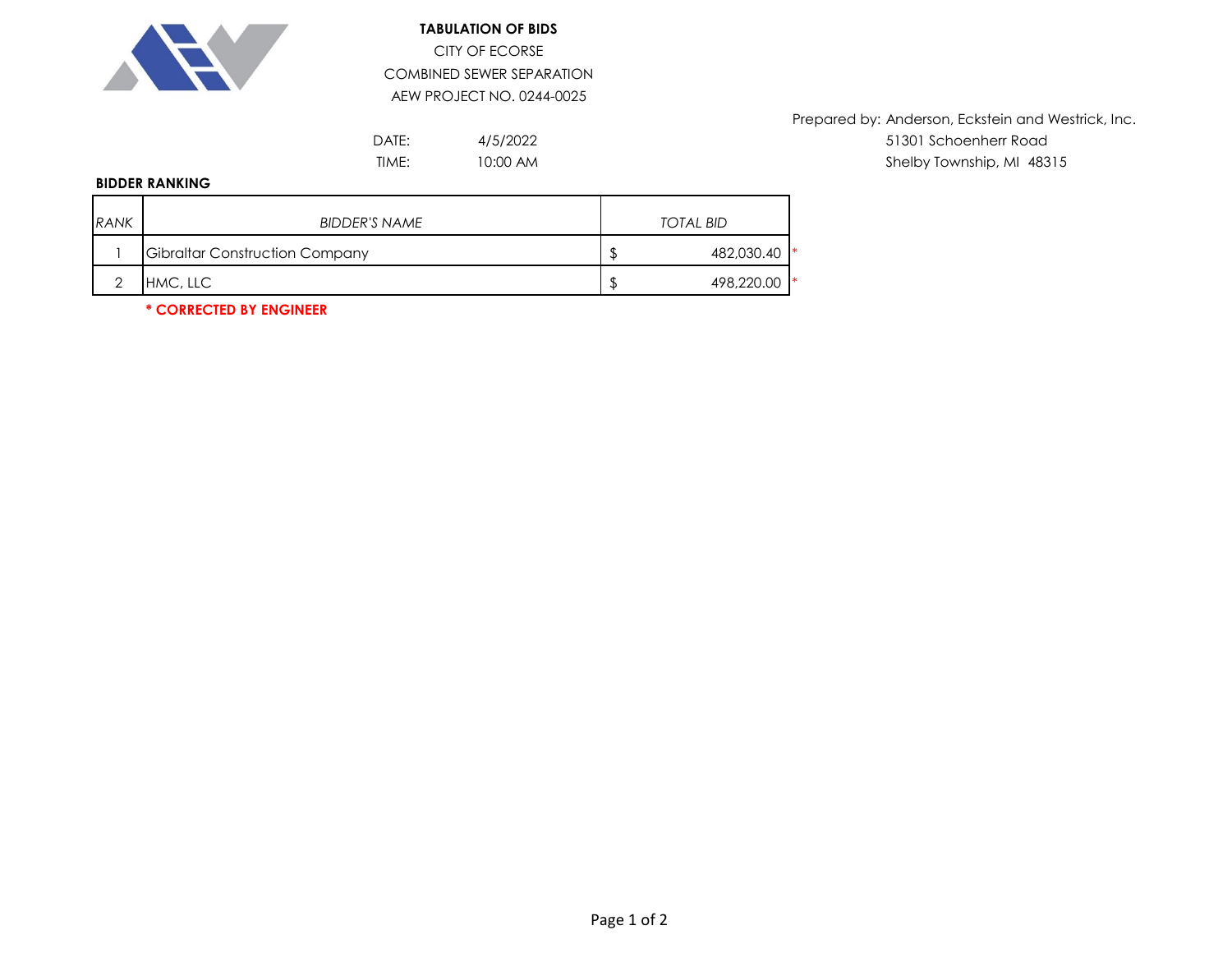**TABULATION OF BIDS**

CITY OF ECORSE

COMBINED SEWER SEPARATION

AEW PROJECT NO. 0244-0025

Prepared by: Anderson, Eckstein and Westrick, Inc.
51301 Schoenherr Road
Shelby Township, MI 48315

DATE: 4/5/2022

TIME: 10:00 AM

**BIDDER RANKING**

| *RANK* | *BIDDER'S NAME* | *TOTAL BID* |
|---|---|---|
| 1 | Gibraltar Construction Company | $ 482,030.40 * |
| 2 | HMC, LLC | $ 498,220.00 * |

**\* CORRECTED BY ENGINEER**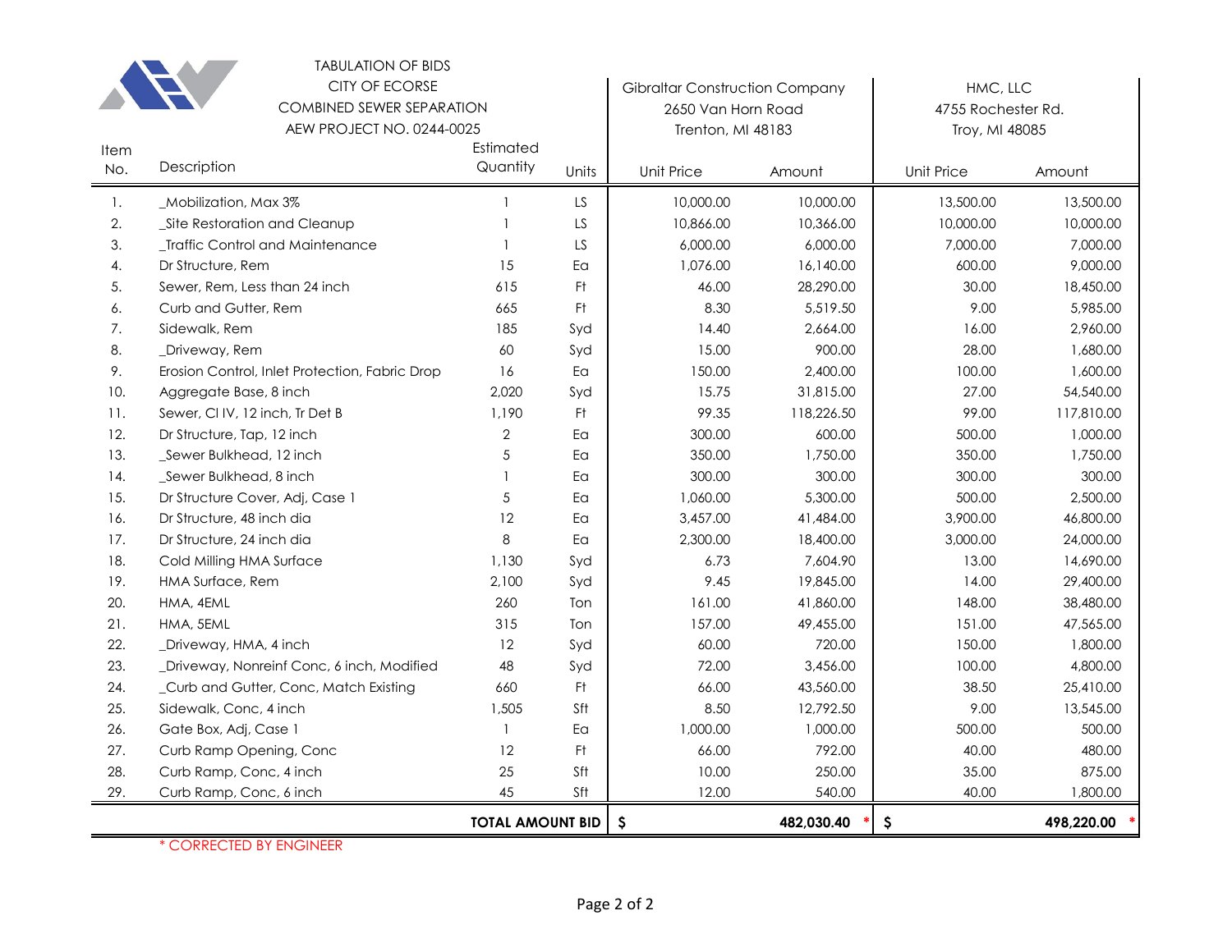TABULATION OF BIDS
CITY OF ECORSE
COMBINED SEWER SEPARATION
AEW PROJECT NO. 0244-0025

| Item No. | Description | Estimated Quantity | Units | Gibraltar Construction Company 2650 Van Horn Road Trenton, MI 48183 | | HMC, LLC 4755 Rochester Rd. Troy, MI 48085 | |
|---|---|---|---|---|---|---|---|
| | | | | Unit Price | Amount | Unit Price | Amount |
| 1. | _Mobilization, Max 3% | 1 | LS | 10,000.00 | 10,000.00 | 13,500.00 | 13,500.00 |
| 2. | _Site Restoration and Cleanup | 1 | LS | 10,866.00 | 10,366.00 | 10,000.00 | 10,000.00 |
| 3. | _Traffic Control and Maintenance | 1 | LS | 6,000.00 | 6,000.00 | 7,000.00 | 7,000.00 |
| 4. | Dr Structure, Rem | 15 | Ea | 1,076.00 | 16,140.00 | 600.00 | 9,000.00 |
| 5. | Sewer, Rem, Less than 24 inch | 615 | Ft | 46.00 | 28,290.00 | 30.00 | 18,450.00 |
| 6. | Curb and Gutter, Rem | 665 | Ft | 8.30 | 5,519.50 | 9.00 | 5,985.00 |
| 7. | Sidewalk, Rem | 185 | Syd | 14.40 | 2,664.00 | 16.00 | 2,960.00 |
| 8. | _Driveway, Rem | 60 | Syd | 15.00 | 900.00 | 28.00 | 1,680.00 |
| 9. | Erosion Control, Inlet Protection, Fabric Drop | 16 | Ea | 150.00 | 2,400.00 | 100.00 | 1,600.00 |
| 10. | Aggregate Base, 8 inch | 2,020 | Syd | 15.75 | 31,815.00 | 27.00 | 54,540.00 |
| 11. | Sewer, Cl IV, 12 inch, Tr Det B | 1,190 | Ft | 99.35 | 118,226.50 | 99.00 | 117,810.00 |
| 12. | Dr Structure, Tap, 12 inch | 2 | Ea | 300.00 | 600.00 | 500.00 | 1,000.00 |
| 13. | _Sewer Bulkhead, 12 inch | 5 | Ea | 350.00 | 1,750.00 | 350.00 | 1,750.00 |
| 14. | _Sewer Bulkhead, 8 inch | 1 | Ea | 300.00 | 300.00 | 300.00 | 300.00 |
| 15. | Dr Structure Cover, Adj, Case 1 | 5 | Ea | 1,060.00 | 5,300.00 | 500.00 | 2,500.00 |
| 16. | Dr Structure, 48 inch dia | 12 | Ea | 3,457.00 | 41,484.00 | 3,900.00 | 46,800.00 |
| 17. | Dr Structure, 24 inch dia | 8 | Ea | 2,300.00 | 18,400.00 | 3,000.00 | 24,000.00 |
| 18. | Cold Milling HMA Surface | 1,130 | Syd | 6.73 | 7,604.90 | 13.00 | 14,690.00 |
| 19. | HMA Surface, Rem | 2,100 | Syd | 9.45 | 19,845.00 | 14.00 | 29,400.00 |
| 20. | HMA, 4EML | 260 | Ton | 161.00 | 41,860.00 | 148.00 | 38,480.00 |
| 21. | HMA, 5EML | 315 | Ton | 157.00 | 49,455.00 | 151.00 | 47,565.00 |
| 22. | _Driveway, HMA, 4 inch | 12 | Syd | 60.00 | 720.00 | 150.00 | 1,800.00 |
| 23. | _Driveway, Nonreinf Conc, 6 inch, Modified | 48 | Syd | 72.00 | 3,456.00 | 100.00 | 4,800.00 |
| 24. | _Curb and Gutter, Conc, Match Existing | 660 | Ft | 66.00 | 43,560.00 | 38.50 | 25,410.00 |
| 25. | Sidewalk, Conc, 4 inch | 1,505 | Sft | 8.50 | 12,792.50 | 9.00 | 13,545.00 |
| 26. | Gate Box, Adj, Case 1 | 1 | Ea | 1,000.00 | 1,000.00 | 500.00 | 500.00 |
| 27. | Curb Ramp Opening, Conc | 12 | Ft | 66.00 | 792.00 | 40.00 | 480.00 |
| 28. | Curb Ramp, Conc, 4 inch | 25 | Sft | 10.00 | 250.00 | 35.00 | 875.00 |
| 29. | Curb Ramp, Conc, 6 inch | 45 | Sft | 12.00 | 540.00 | 40.00 | 1,800.00 |
| | | **TOTAL AMOUNT BID** | | **$** | **482,030.40** * | **$** | **498,220.00** * |

* CORRECTED BY ENGINEER